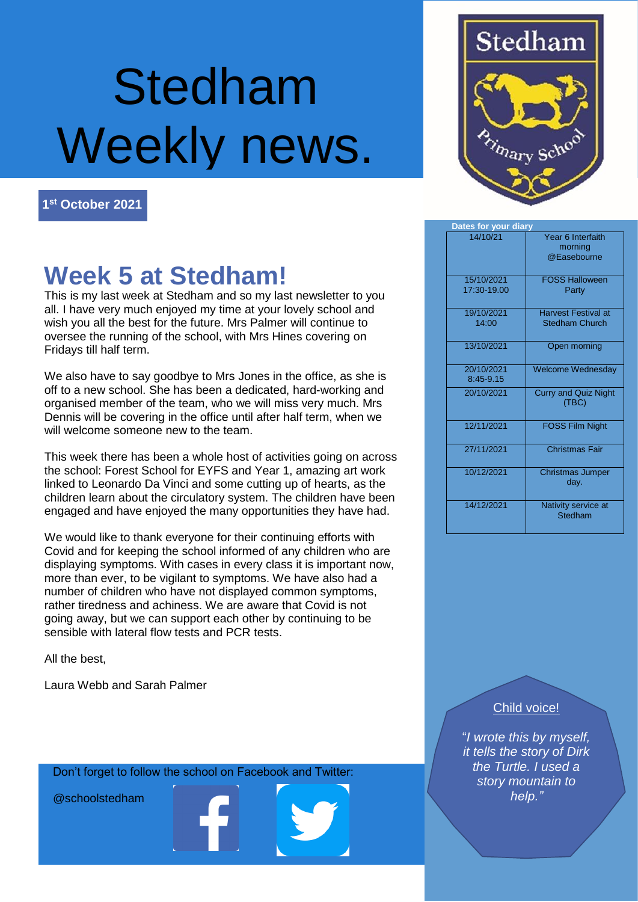# Stedham Weekly news.

**1st October 2021**

## Week 5 at Stedham!

This is my last week at Stedham and so my last newsletter to you all. I have very much enjoyed my time at your lovely school and wish you all the best for the future. Mrs Palmer will continue to oversee the running of the school, with Mrs Hines covering on Fridays till half term.

We also have to say goodbye to Mrs Jones in the office, as she is off to a new school. She has been a dedicated, hard-working and organised member of the team, who we will miss very much. Mrs Dennis will be covering in the office until after half term, when we will welcome someone new to the team.

This week there has been a whole host of activities going on across the school: Forest School for EYFS and Year 1, amazing art work linked to Leonardo Da Vinci and some cutting up of hearts, as the children learn about the circulatory system. The children have been engaged and have enjoyed the many opportunities they have had.

We would like to thank everyone for their continuing efforts with Covid and for keeping the school informed of any children who are displaying symptoms. With cases in every class it is important now, more than ever, to be vigilant to symptoms. We have also had a number of children who have not displayed common symptoms, rather tiredness and achiness. We are aware that Covid is not going away, but we can support each other by continuing to be sensible with lateral flow tests and PCR tests.

All the best,

Laura Webb and Sarah Palmer

Don't forget to follow the school on Facebook and Twitter:

@schoolstedham

**Dates for your diary**

| Date | Event |
|---|---|
| 14/10/21 | Year 6 Interfaith morning @Easebourne |
| 15/10/2021 17:30-19.00 | FOSS Halloween Party |
| 19/10/2021 14:00 | Harvest Festival at Stedham Church |
| 13/10/2021 | Open morning |
| 20/10/2021 8:45-9.15 | Welcome Wednesday |
| 20/10/2021 | Curry and Quiz Night (TBC) |
| 12/11/2021 | FOSS Film Night |
| 27/11/2021 | Christmas Fair |
| 10/12/2021 | Christmas Jumper day. |
| 14/12/2021 | Nativity service at Stedham |

Child voice!

*"I wrote this by myself, it tells the story of Dirk the Turtle. I used a story mountain to help."*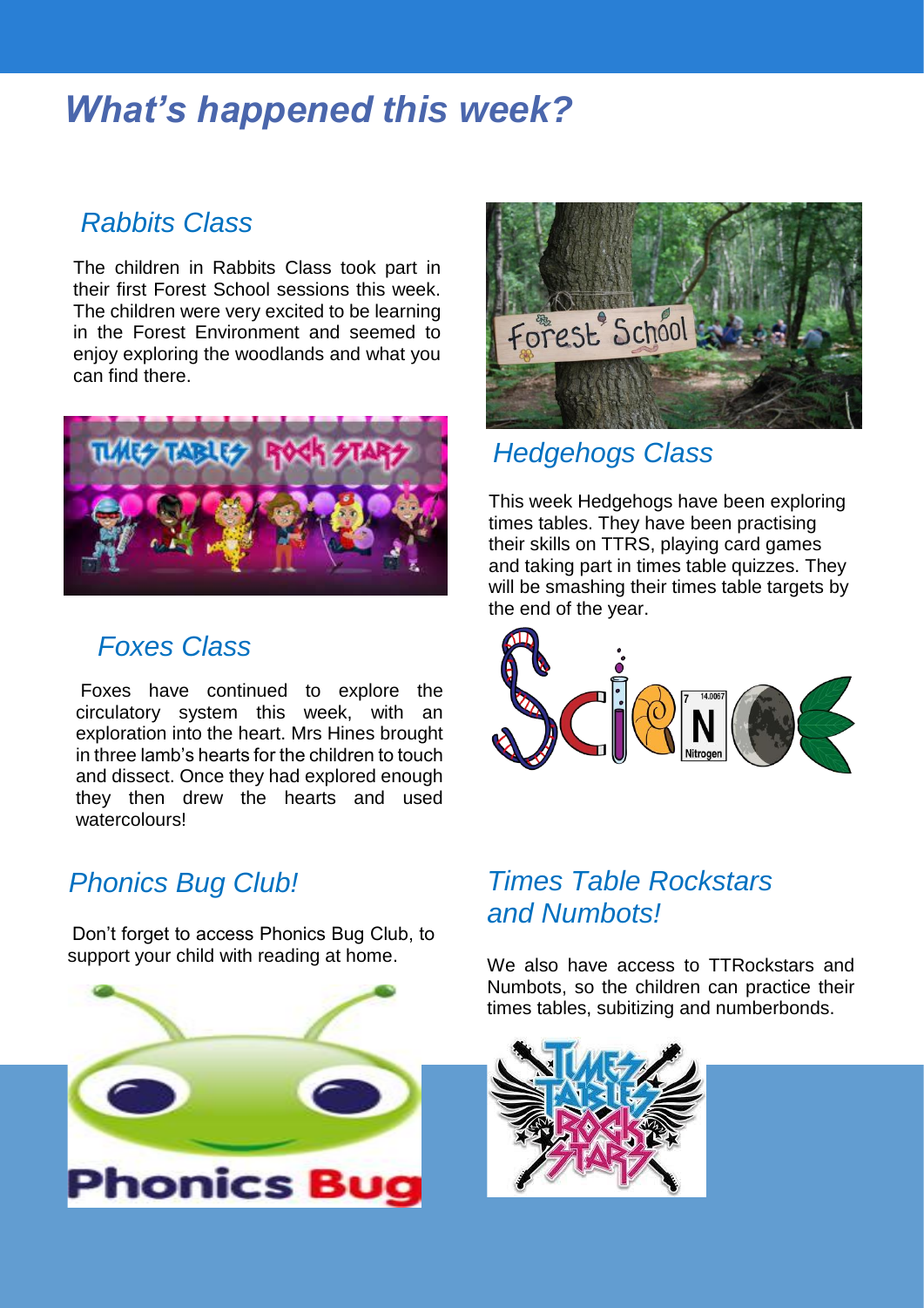# What's happened this week?

## Rabbits Class

The children in Rabbits Class took part in their first Forest School sessions this week. The children were very excited to be learning in the Forest Environment and seemed to enjoy exploring the woodlands and what you can find there.

## Hedgehogs Class

This week Hedgehogs have been exploring times tables. They have been practising their skills on TTRS, playing card games and taking part in times table quizzes. They will be smashing their times table targets by the end of the year.

## Foxes Class

Foxes have continued to explore the circulatory system this week, with an exploration into the heart. Mrs Hines brought in three lamb's hearts for the children to touch and dissect. Once they had explored enough they then drew the hearts and used watercolours!

## Phonics Bug Club!

Don't forget to access Phonics Bug Club, to support your child with reading at home.

## Times Table Rockstars and Numbots!

We also have access to TTRockstars and Numbots, so the children can practice their times tables, subitizing and numberbonds.